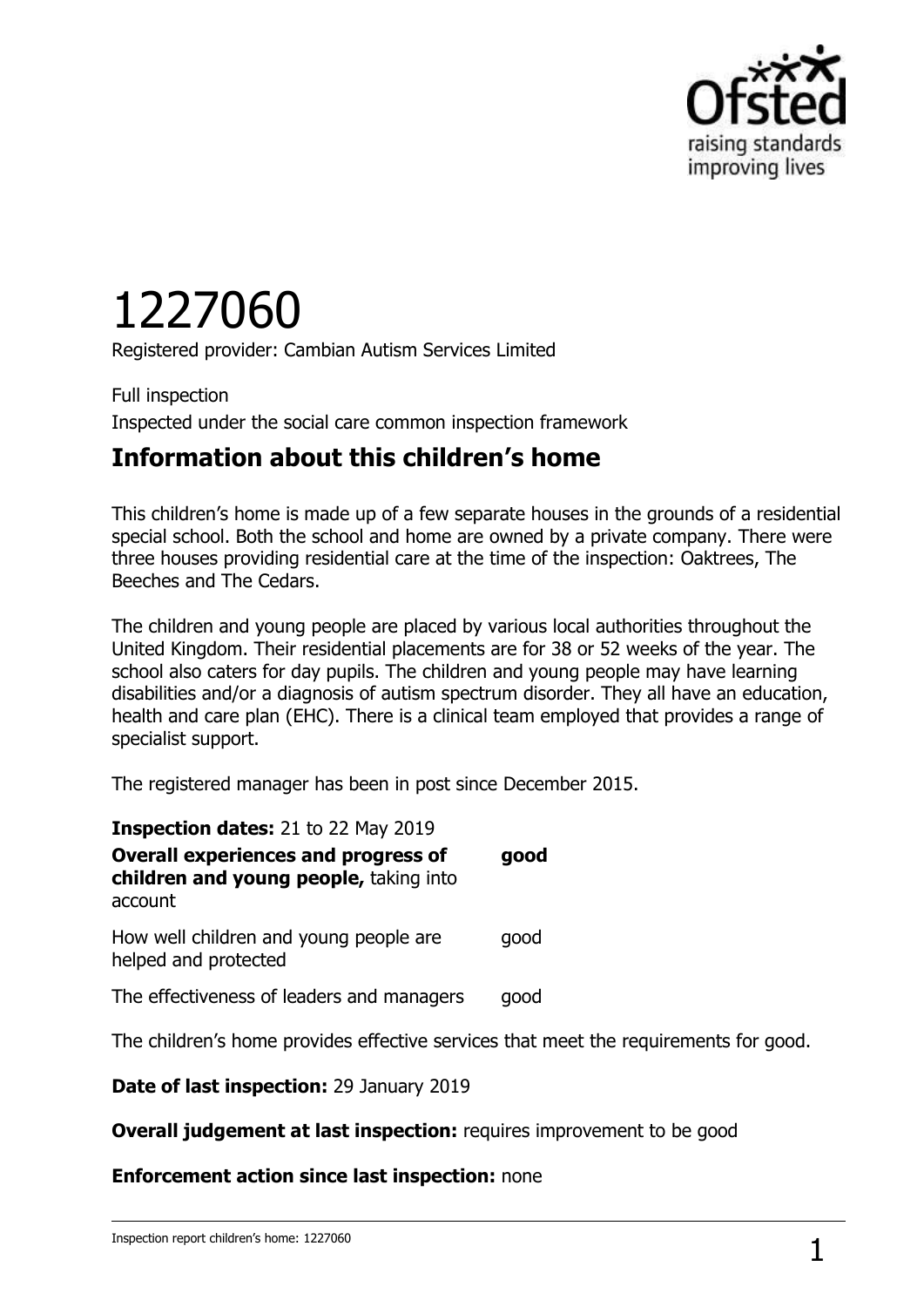# 1227060

Registered provider: Cambian Autism Services Limited

Full inspection

Inspected under the social care common inspection framework

## Information about this children's home

This children's home is made up of a few separate houses in the grounds of a residential special school. Both the school and home are owned by a private company. There were three houses providing residential care at the time of the inspection: Oaktrees, The Beeches and The Cedars.

The children and young people are placed by various local authorities throughout the United Kingdom. Their residential placements are for 38 or 52 weeks of the year. The school also caters for day pupils. The children and young people may have learning disabilities and/or a diagnosis of autism spectrum disorder. They all have an education, health and care plan (EHC). There is a clinical team employed that provides a range of specialist support.

The registered manager has been in post since December 2015.

**Inspection dates:** 21 to 22 May 2019

| | |
|---|---|
| **Overall experiences and progress of children and young people,** taking into account | **good** |
| How well children and young people are helped and protected | good |
| The effectiveness of leaders and managers | good |

The children's home provides effective services that meet the requirements for good.

**Date of last inspection:** 29 January 2019

**Overall judgement at last inspection:** requires improvement to be good

**Enforcement action since last inspection:** none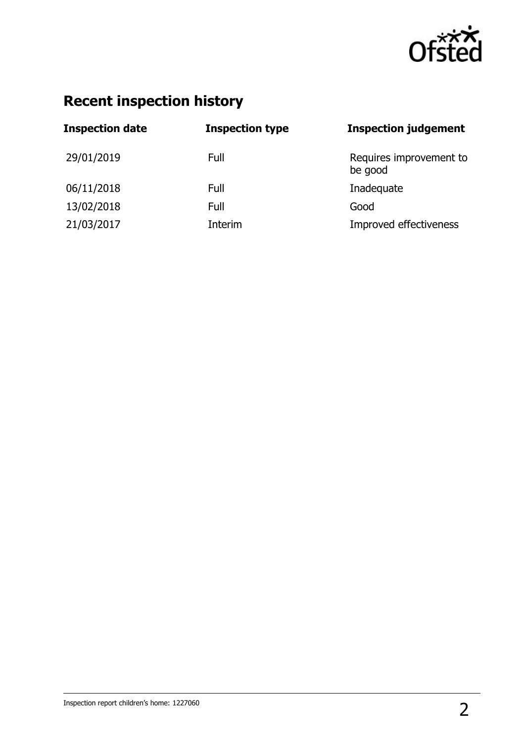## Recent inspection history

| Inspection date | Inspection type | Inspection judgement |
|---|---|---|
| 29/01/2019 | Full | Requires improvement to be good |
| 06/11/2018 | Full | Inadequate |
| 13/02/2018 | Full | Good |
| 21/03/2017 | Interim | Improved effectiveness |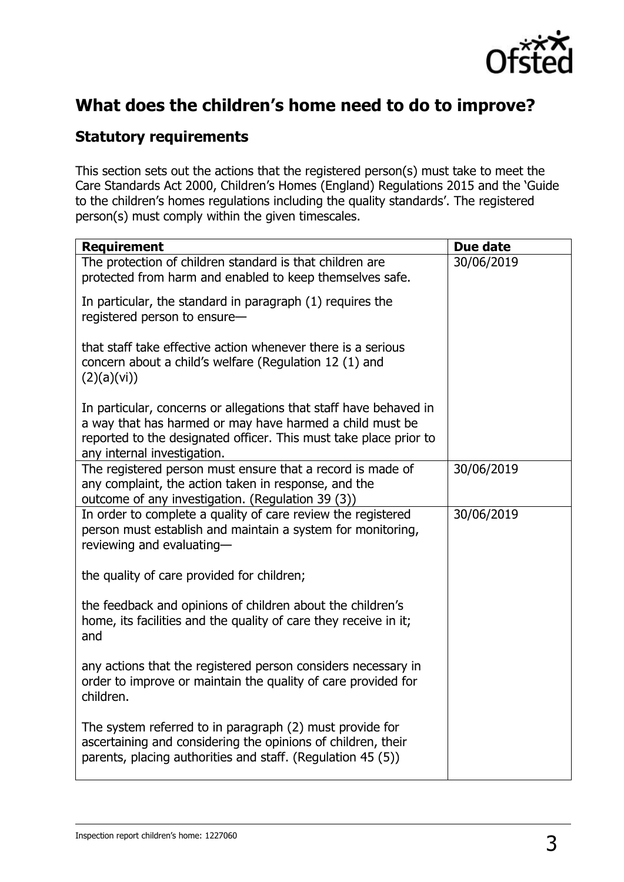## What does the children's home need to do to improve?

### Statutory requirements

This section sets out the actions that the registered person(s) must take to meet the Care Standards Act 2000, Children's Homes (England) Regulations 2015 and the 'Guide to the children's homes regulations including the quality standards'. The registered person(s) must comply within the given timescales.

| Requirement | Due date |
|---|---|
| The protection of children standard is that children are protected from harm and enabled to keep themselves safe.<br><br>In particular, the standard in paragraph (1) requires the registered person to ensure—<br><br>that staff take effective action whenever there is a serious concern about a child's welfare (Regulation 12 (1) and (2)(a)(vi))<br><br>In particular, concerns or allegations that staff have behaved in a way that has harmed or may have harmed a child must be reported to the designated officer. This must take place prior to any internal investigation. | 30/06/2019 |
| The registered person must ensure that a record is made of any complaint, the action taken in response, and the outcome of any investigation. (Regulation 39 (3)) | 30/06/2019 |
| In order to complete a quality of care review the registered person must establish and maintain a system for monitoring, reviewing and evaluating—<br><br>the quality of care provided for children;<br><br>the feedback and opinions of children about the children's home, its facilities and the quality of care they receive in it; and<br><br>any actions that the registered person considers necessary in order to improve or maintain the quality of care provided for children.<br><br>The system referred to in paragraph (2) must provide for ascertaining and considering the opinions of children, their parents, placing authorities and staff. (Regulation 45 (5)) | 30/06/2019 |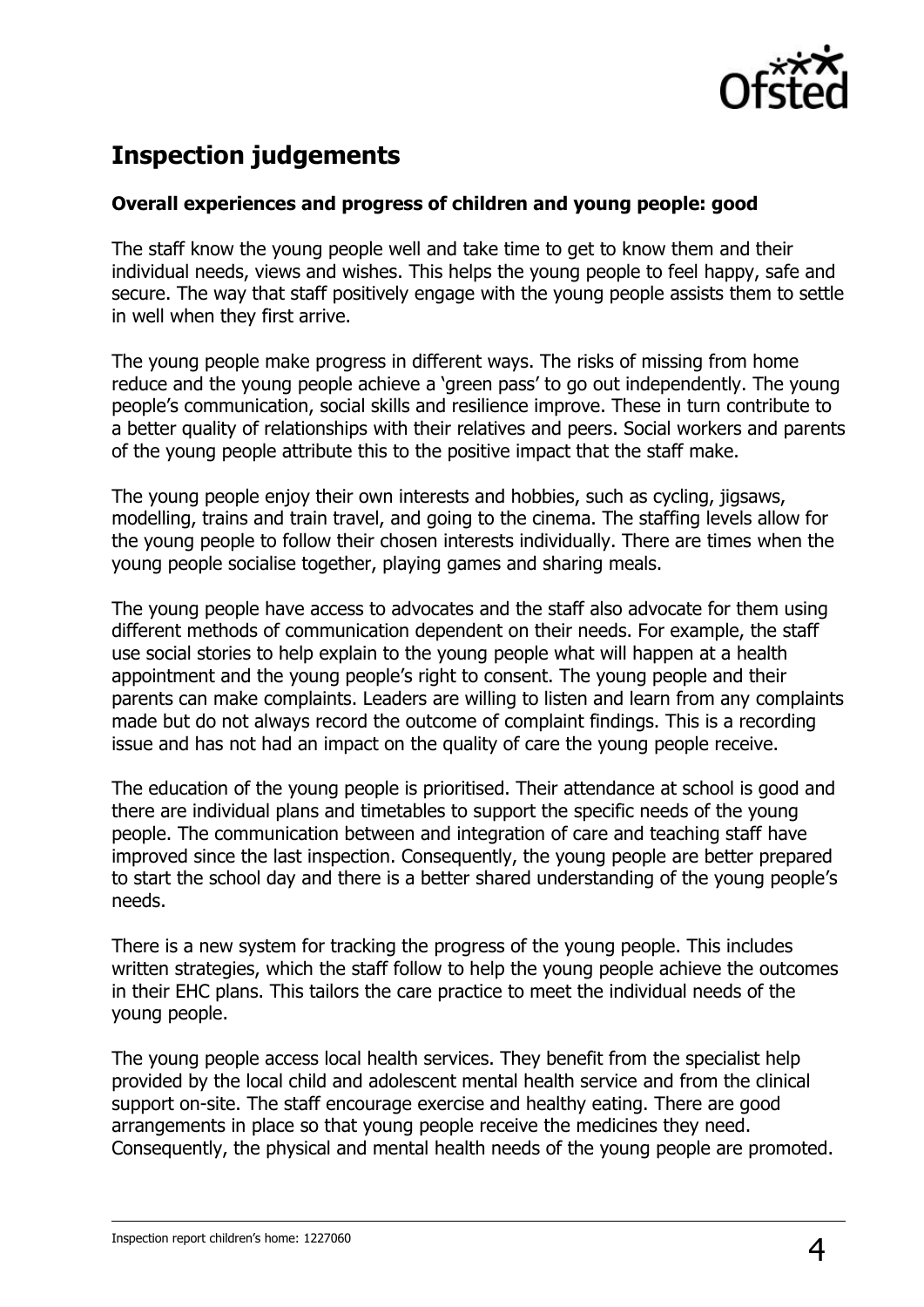## Inspection judgements

### Overall experiences and progress of children and young people: good

The staff know the young people well and take time to get to know them and their individual needs, views and wishes. This helps the young people to feel happy, safe and secure. The way that staff positively engage with the young people assists them to settle in well when they first arrive.

The young people make progress in different ways. The risks of missing from home reduce and the young people achieve a 'green pass' to go out independently. The young people's communication, social skills and resilience improve. These in turn contribute to a better quality of relationships with their relatives and peers. Social workers and parents of the young people attribute this to the positive impact that the staff make.

The young people enjoy their own interests and hobbies, such as cycling, jigsaws, modelling, trains and train travel, and going to the cinema. The staffing levels allow for the young people to follow their chosen interests individually. There are times when the young people socialise together, playing games and sharing meals.

The young people have access to advocates and the staff also advocate for them using different methods of communication dependent on their needs. For example, the staff use social stories to help explain to the young people what will happen at a health appointment and the young people's right to consent. The young people and their parents can make complaints. Leaders are willing to listen and learn from any complaints made but do not always record the outcome of complaint findings. This is a recording issue and has not had an impact on the quality of care the young people receive.

The education of the young people is prioritised. Their attendance at school is good and there are individual plans and timetables to support the specific needs of the young people. The communication between and integration of care and teaching staff have improved since the last inspection. Consequently, the young people are better prepared to start the school day and there is a better shared understanding of the young people's needs.

There is a new system for tracking the progress of the young people. This includes written strategies, which the staff follow to help the young people achieve the outcomes in their EHC plans. This tailors the care practice to meet the individual needs of the young people.

The young people access local health services. They benefit from the specialist help provided by the local child and adolescent mental health service and from the clinical support on-site. The staff encourage exercise and healthy eating. There are good arrangements in place so that young people receive the medicines they need. Consequently, the physical and mental health needs of the young people are promoted.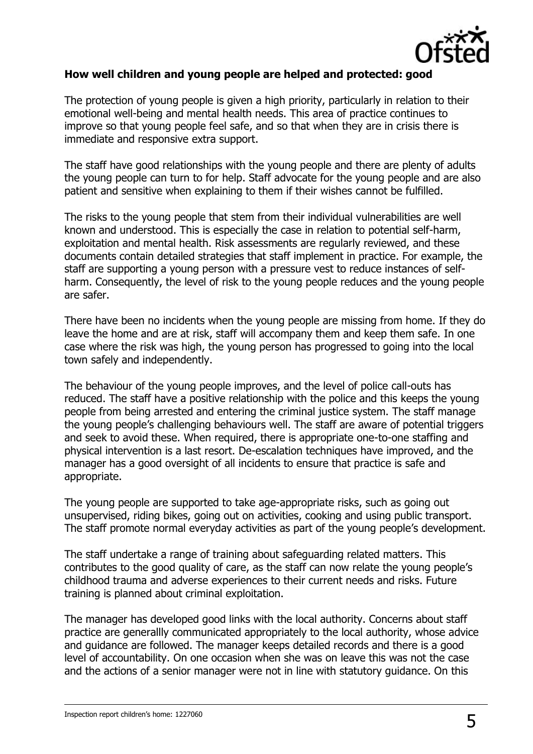**How well children and young people are helped and protected: good**

The protection of young people is given a high priority, particularly in relation to their emotional well-being and mental health needs. This area of practice continues to improve so that young people feel safe, and so that when they are in crisis there is immediate and responsive extra support.

The staff have good relationships with the young people and there are plenty of adults the young people can turn to for help. Staff advocate for the young people and are also patient and sensitive when explaining to them if their wishes cannot be fulfilled.

The risks to the young people that stem from their individual vulnerabilities are well known and understood. This is especially the case in relation to potential self-harm, exploitation and mental health. Risk assessments are regularly reviewed, and these documents contain detailed strategies that staff implement in practice. For example, the staff are supporting a young person with a pressure vest to reduce instances of self-harm. Consequently, the level of risk to the young people reduces and the young people are safer.

There have been no incidents when the young people are missing from home. If they do leave the home and are at risk, staff will accompany them and keep them safe. In one case where the risk was high, the young person has progressed to going into the local town safely and independently.

The behaviour of the young people improves, and the level of police call-outs has reduced. The staff have a positive relationship with the police and this keeps the young people from being arrested and entering the criminal justice system. The staff manage the young people's challenging behaviours well. The staff are aware of potential triggers and seek to avoid these. When required, there is appropriate one-to-one staffing and physical intervention is a last resort. De-escalation techniques have improved, and the manager has a good oversight of all incidents to ensure that practice is safe and appropriate.

The young people are supported to take age-appropriate risks, such as going out unsupervised, riding bikes, going out on activities, cooking and using public transport. The staff promote normal everyday activities as part of the young people's development.

The staff undertake a range of training about safeguarding related matters. This contributes to the good quality of care, as the staff can now relate the young people's childhood trauma and adverse experiences to their current needs and risks. Future training is planned about criminal exploitation.

The manager has developed good links with the local authority. Concerns about staff practice are generallly communicated appropriately to the local authority, whose advice and guidance are followed. The manager keeps detailed records and there is a good level of accountability. On one occasion when she was on leave this was not the case and the actions of a senior manager were not in line with statutory guidance. On this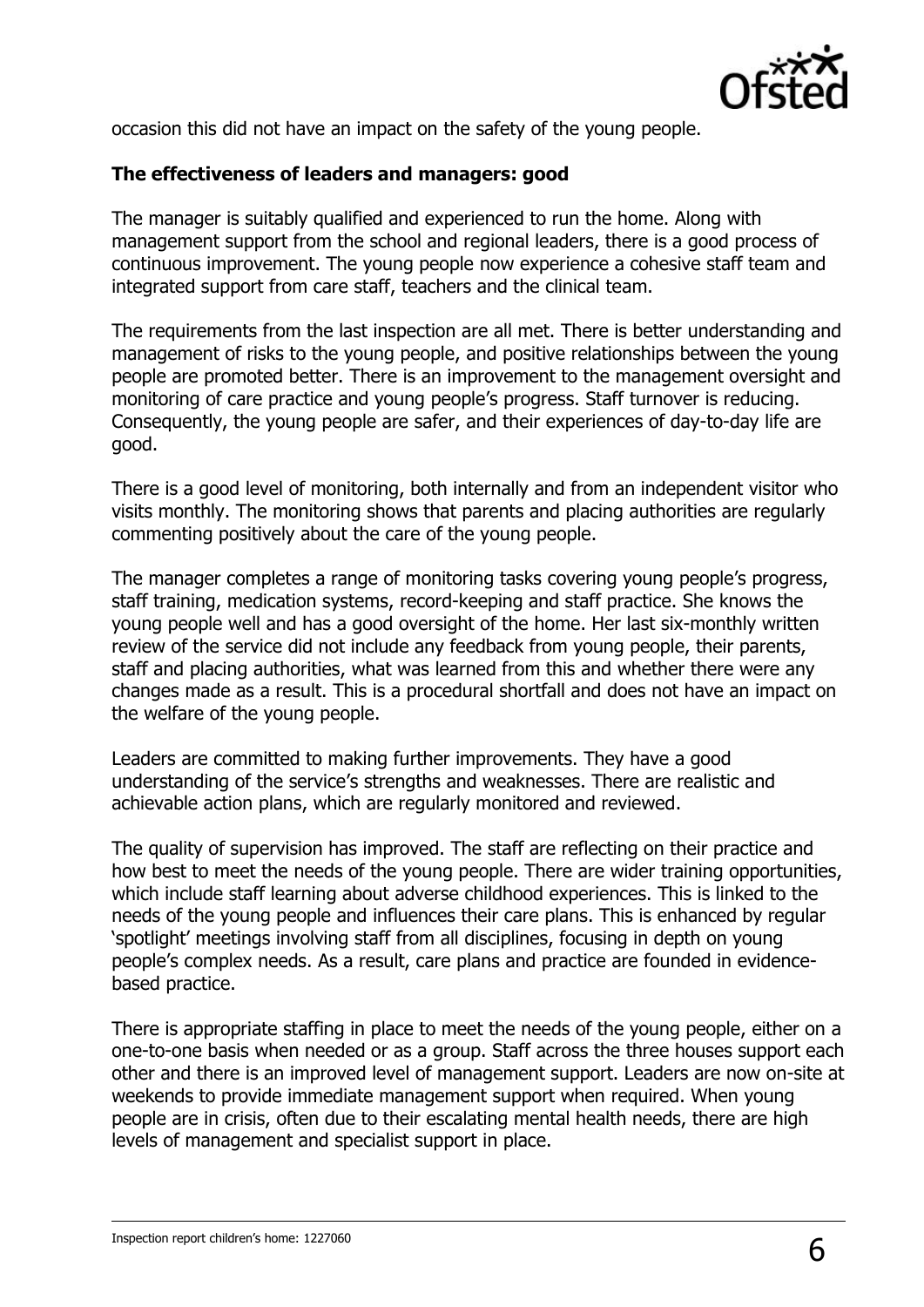occasion this did not have an impact on the safety of the young people.

**The effectiveness of leaders and managers: good**

The manager is suitably qualified and experienced to run the home. Along with management support from the school and regional leaders, there is a good process of continuous improvement. The young people now experience a cohesive staff team and integrated support from care staff, teachers and the clinical team.

The requirements from the last inspection are all met. There is better understanding and management of risks to the young people, and positive relationships between the young people are promoted better. There is an improvement to the management oversight and monitoring of care practice and young people's progress. Staff turnover is reducing. Consequently, the young people are safer, and their experiences of day-to-day life are good.

There is a good level of monitoring, both internally and from an independent visitor who visits monthly. The monitoring shows that parents and placing authorities are regularly commenting positively about the care of the young people.

The manager completes a range of monitoring tasks covering young people's progress, staff training, medication systems, record-keeping and staff practice. She knows the young people well and has a good oversight of the home. Her last six-monthly written review of the service did not include any feedback from young people, their parents, staff and placing authorities, what was learned from this and whether there were any changes made as a result. This is a procedural shortfall and does not have an impact on the welfare of the young people.

Leaders are committed to making further improvements. They have a good understanding of the service's strengths and weaknesses. There are realistic and achievable action plans, which are regularly monitored and reviewed.

The quality of supervision has improved. The staff are reflecting on their practice and how best to meet the needs of the young people. There are wider training opportunities, which include staff learning about adverse childhood experiences. This is linked to the needs of the young people and influences their care plans. This is enhanced by regular 'spotlight' meetings involving staff from all disciplines, focusing in depth on young people's complex needs. As a result, care plans and practice are founded in evidence-based practice.

There is appropriate staffing in place to meet the needs of the young people, either on a one-to-one basis when needed or as a group. Staff across the three houses support each other and there is an improved level of management support. Leaders are now on-site at weekends to provide immediate management support when required. When young people are in crisis, often due to their escalating mental health needs, there are high levels of management and specialist support in place.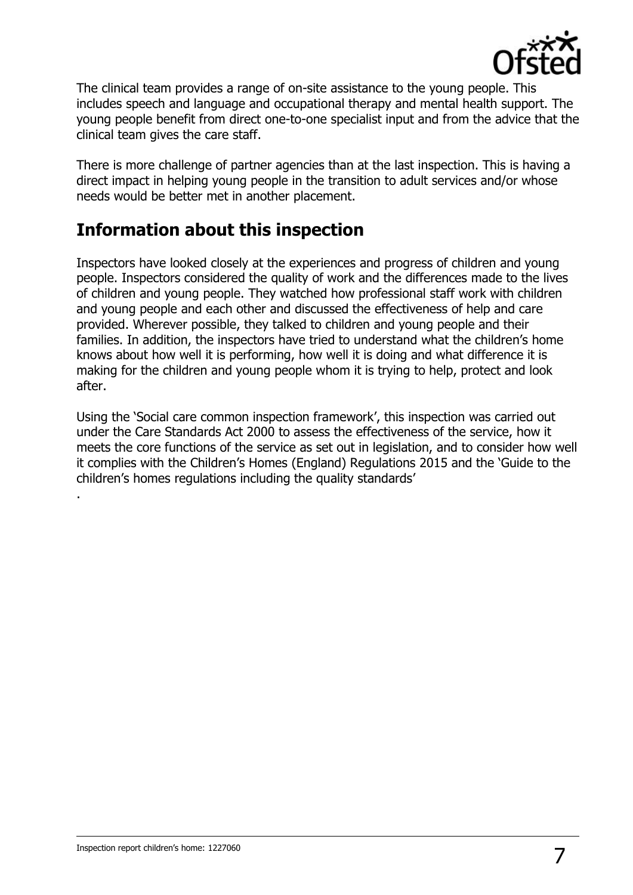The clinical team provides a range of on-site assistance to the young people. This includes speech and language and occupational therapy and mental health support. The young people benefit from direct one-to-one specialist input and from the advice that the clinical team gives the care staff.

There is more challenge of partner agencies than at the last inspection. This is having a direct impact in helping young people in the transition to adult services and/or whose needs would be better met in another placement.

## Information about this inspection

Inspectors have looked closely at the experiences and progress of children and young people. Inspectors considered the quality of work and the differences made to the lives of children and young people. They watched how professional staff work with children and young people and each other and discussed the effectiveness of help and care provided. Wherever possible, they talked to children and young people and their families. In addition, the inspectors have tried to understand what the children's home knows about how well it is performing, how well it is doing and what difference it is making for the children and young people whom it is trying to help, protect and look after.

Using the 'Social care common inspection framework', this inspection was carried out under the Care Standards Act 2000 to assess the effectiveness of the service, how it meets the core functions of the service as set out in legislation, and to consider how well it complies with the Children's Homes (England) Regulations 2015 and the 'Guide to the children's homes regulations including the quality standards'

.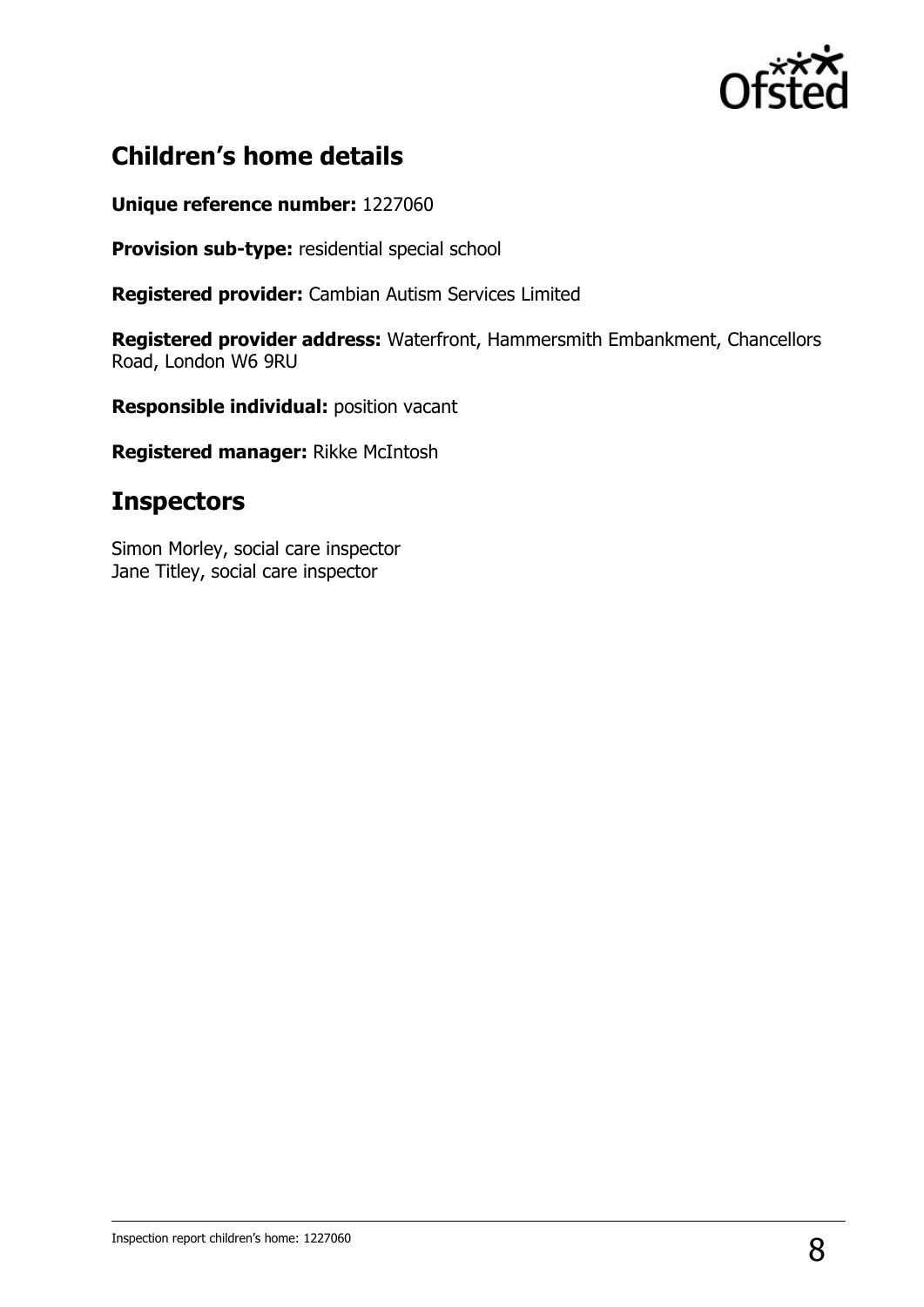## Children's home details

**Unique reference number:** 1227060

**Provision sub-type:** residential special school

**Registered provider:** Cambian Autism Services Limited

**Registered provider address:** Waterfront, Hammersmith Embankment, Chancellors Road, London W6 9RU

**Responsible individual:** position vacant

**Registered manager:** Rikke McIntosh

## Inspectors

Simon Morley, social care inspector
Jane Titley, social care inspector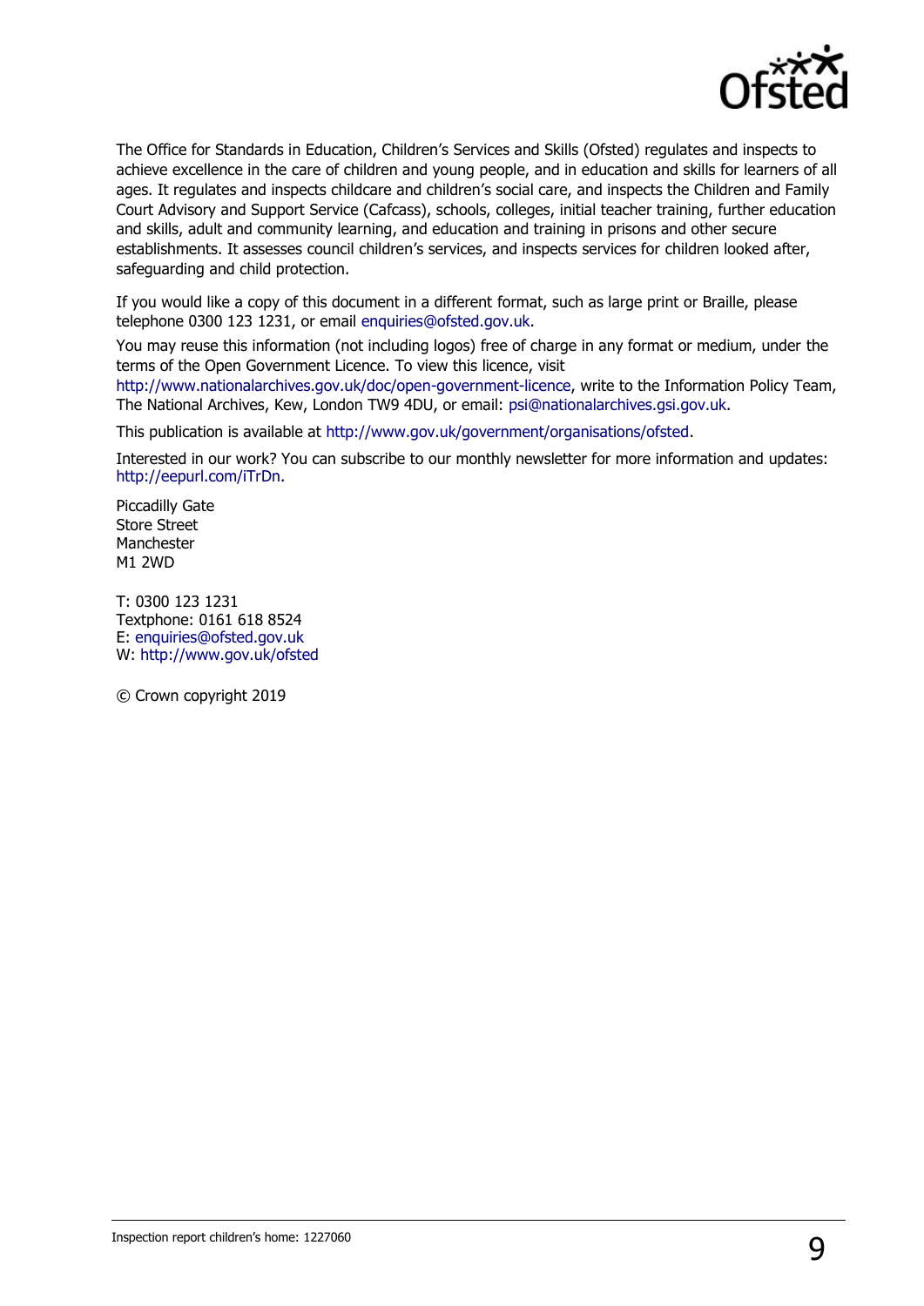The Office for Standards in Education, Children's Services and Skills (Ofsted) regulates and inspects to achieve excellence in the care of children and young people, and in education and skills for learners of all ages. It regulates and inspects childcare and children's social care, and inspects the Children and Family Court Advisory and Support Service (Cafcass), schools, colleges, initial teacher training, further education and skills, adult and community learning, and education and training in prisons and other secure establishments. It assesses council children's services, and inspects services for children looked after, safeguarding and child protection.

If you would like a copy of this document in a different format, such as large print or Braille, please telephone 0300 123 1231, or email enquiries@ofsted.gov.uk.

You may reuse this information (not including logos) free of charge in any format or medium, under the terms of the Open Government Licence. To view this licence, visit http://www.nationalarchives.gov.uk/doc/open-government-licence, write to the Information Policy Team, The National Archives, Kew, London TW9 4DU, or email: psi@nationalarchives.gsi.gov.uk.

This publication is available at http://www.gov.uk/government/organisations/ofsted.

Interested in our work? You can subscribe to our monthly newsletter for more information and updates: http://eepurl.com/iTrDn.

Piccadilly Gate
Store Street
Manchester
M1 2WD

T: 0300 123 1231
Textphone: 0161 618 8524
E: enquiries@ofsted.gov.uk
W: http://www.gov.uk/ofsted

© Crown copyright 2019